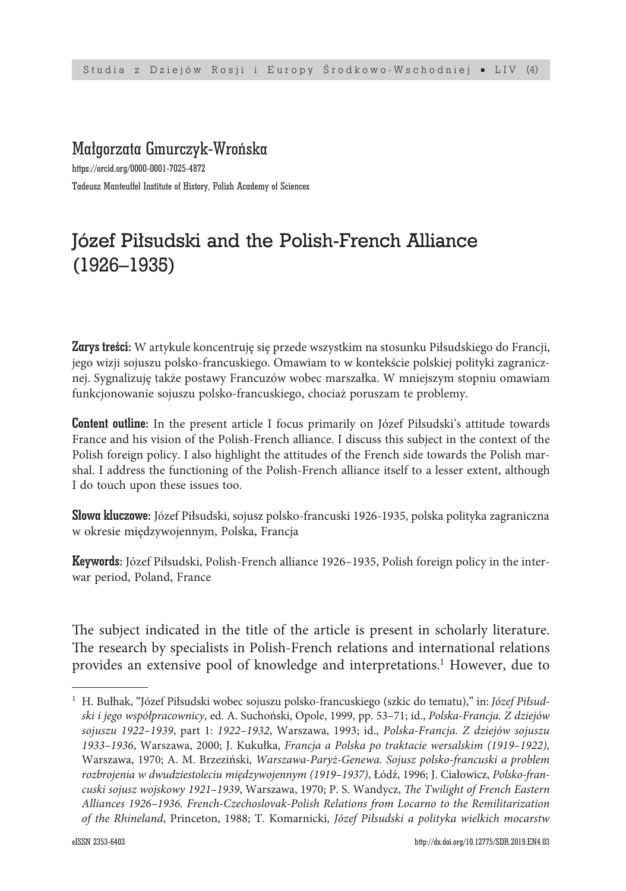Małgorzata Gmurczyk-Wrońska

https://orcid.org/0000-0001-7025-4872

Tadeusz Manteuffel Institute of History, Polish Academy of Sciences

# Józef Piłsudski and the Polish-French Alliance (1926–1935)

**Zarys treści:** W artykule koncentruję się przede wszystkim na stosunku Piłsudskiego do Francji, jego wizji sojuszu polsko-francuskiego. Omawiam to w kontekście polskiej polityki zagranicznej. Sygnalizuję także postawy Francuzów wobec marszałka. W mniejszym stopniu omawiam funkcjonowanie sojuszu polsko-francuskiego, chociaż poruszam te problemy.

**Content outline:** In the present article I focus primarily on Józef Piłsudski's attitude towards France and his vision of the Polish-French alliance. I discuss this subject in the context of the Polish foreign policy. I also highlight the attitudes of the French side towards the Polish marshal. I address the functioning of the Polish-French alliance itself to a lesser extent, although I do touch upon these issues too.

**Słowa kluczowe:** Józef Piłsudski, sojusz polsko-francuski 1926-1935, polska polityka zagraniczna w okresie międzywojennym, Polska, Francja

**Keywords:** Józef Piłsudski, Polish-French alliance 1926–1935, Polish foreign policy in the interwar period, Poland, France

The subject indicated in the title of the article is present in scholarly literature. The research by specialists in Polish-French relations and international relations provides an extensive pool of knowledge and interpretations.[1] However, due to

---

[1] H. Bułhak, "Józef Piłsudski wobec sojuszu polsko-francuskiego (szkic do tematu)," in: *Józef Piłsudski i jego współpracownicy*, ed. A. Suchoński, Opole, 1999, pp. 53–71; id., *Polska-Francja. Z dziejów sojuszu 1922–1939*, part 1: *1922–1932*, Warszawa, 1993; id., *Polska-Francja. Z dziejów sojuszu 1933–1936*, Warszawa, 2000; J. Kukułka, *Francja a Polska po traktacie wersalskim (1919–1922),* Warszawa, 1970; A. M. Brzeziński, *Warszawa-Paryż-Genewa. Sojusz polsko-francuski a problem rozbrojenia w dwudziestoleciu międzywojennym (1919–1937)*, Łódź, 1996; J. Ciałowicz, *Polsko-francuski sojusz wojskowy 1921–1939*, Warszawa, 1970; P. S. Wandycz, *The Twilight of French Eastern Alliances 1926–1936. French-Czechoslovak-Polish Relations from Locarno to the Remilitarization of the Rhineland*, Princeton, 1988; T. Komarnicki, *Józef Piłsudski a polityka wielkich mocarstw*

eISSN 2353-6403 http://dx.doi.org/10.12775/SDR.2019.EN4.03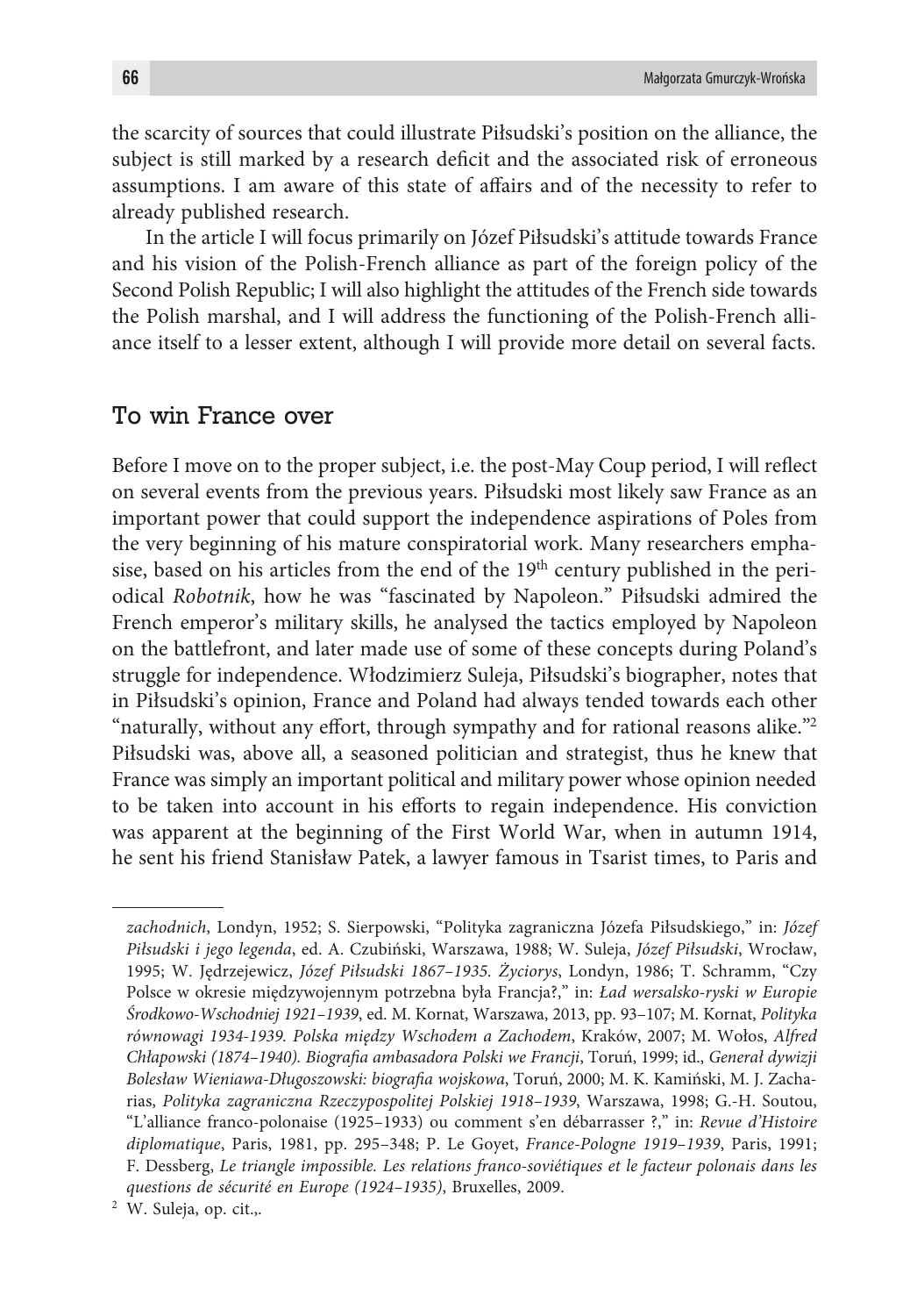the scarcity of sources that could illustrate Piłsudski's position on the alliance, the subject is still marked by a research deficit and the associated risk of erroneous assumptions. I am aware of this state of affairs and of the necessity to refer to already published research.

In the article I will focus primarily on Józef Piłsudski's attitude towards France and his vision of the Polish-French alliance as part of the foreign policy of the Second Polish Republic; I will also highlight the attitudes of the French side towards the Polish marshal, and I will address the functioning of the Polish-French alliance itself to a lesser extent, although I will provide more detail on several facts.

## To win France over

Before I move on to the proper subject, i.e. the post-May Coup period, I will reflect on several events from the previous years. Piłsudski most likely saw France as an important power that could support the independence aspirations of Poles from the very beginning of his mature conspiratorial work. Many researchers emphasise, based on his articles from the end of the 19th century published in the periodical *Robotnik*, how he was "fascinated by Napoleon." Piłsudski admired the French emperor's military skills, he analysed the tactics employed by Napoleon on the battlefront, and later made use of some of these concepts during Poland's struggle for independence. Włodzimierz Suleja, Piłsudski's biographer, notes that in Piłsudski's opinion, France and Poland had always tended towards each other "naturally, without any effort, through sympathy and for rational reasons alike."[2] Piłsudski was, above all, a seasoned politician and strategist, thus he knew that France was simply an important political and military power whose opinion needed to be taken into account in his efforts to regain independence. His conviction was apparent at the beginning of the First World War, when in autumn 1914, he sent his friend Stanisław Patek, a lawyer famous in Tsarist times, to Paris and

---

*zachodnich*, Londyn, 1952; S. Sierpowski, "Polityka zagraniczna Józefa Piłsudskiego," in: *Józef Piłsudski i jego legenda*, ed. A. Czubiński, Warszawa, 1988; W. Suleja, *Józef Piłsudski*, Wrocław, 1995; W. Jędrzejewicz, *Józef Piłsudski 1867–1935. Życiorys*, Londyn, 1986; T. Schramm, "Czy Polsce w okresie międzywojennym potrzebna była Francja?," in: *Ład wersalsko-ryski w Europie Środkowo-Wschodniej 1921–1939*, ed. M. Kornat, Warszawa, 2013, pp. 93–107; M. Kornat, *Polityka równowagi 1934-1939. Polska między Wschodem a Zachodem*, Kraków, 2007; M. Wołos, *Alfred Chłapowski (1874–1940). Biografia ambasadora Polski we Francji*, Toruń, 1999; id., *Generał dywizji Bolesław Wieniawa-Długoszowski: biografia wojskowa*, Toruń, 2000; M. K. Kamiński, M. J. Zacharias, *Polityka zagraniczna Rzeczypospolitej Polskiej 1918–1939*, Warszawa, 1998; G.-H. Soutou, "L'alliance franco-polonaise (1925–1933) ou comment s'en débarrasser ?," in: *Revue d'Histoire diplomatique*, Paris, 1981, pp. 295–348; P. Le Goyet, *France-Pologne 1919–1939*, Paris, 1991; F. Dessberg, *Le triangle impossible. Les relations franco-soviétiques et le facteur polonais dans les questions de sécurité en Europe (1924–1935)*, Bruxelles, 2009.

[2] W. Suleja, op. cit.,.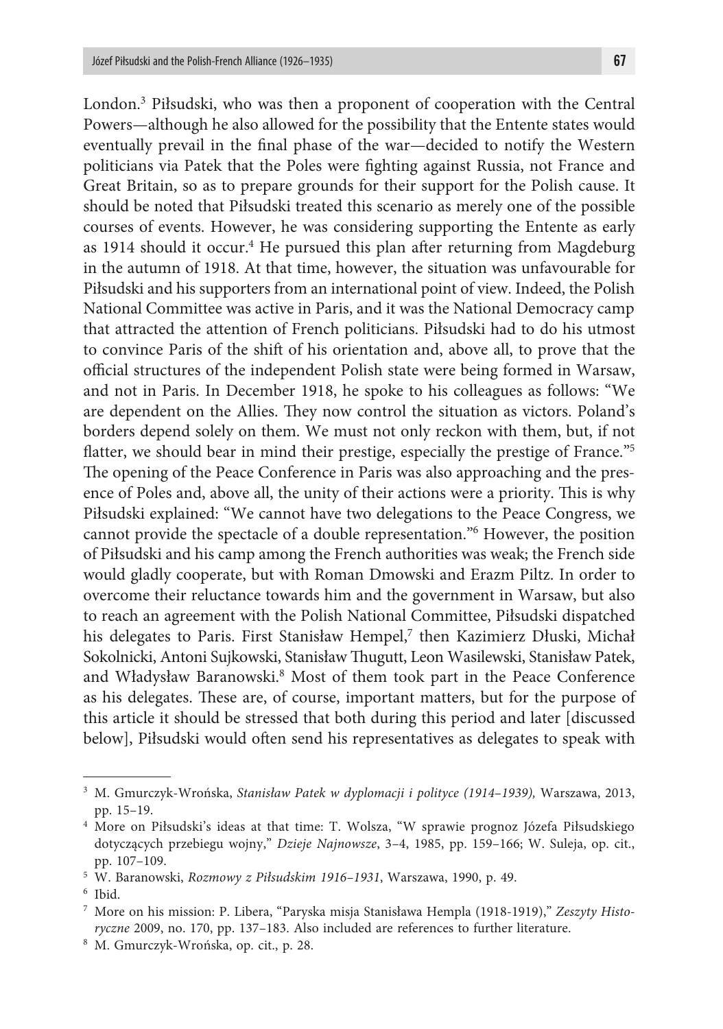London.[3] Piłsudski, who was then a proponent of cooperation with the Central Powers—although he also allowed for the possibility that the Entente states would eventually prevail in the final phase of the war—decided to notify the Western politicians via Patek that the Poles were fighting against Russia, not France and Great Britain, so as to prepare grounds for their support for the Polish cause. It should be noted that Piłsudski treated this scenario as merely one of the possible courses of events. However, he was considering supporting the Entente as early as 1914 should it occur.[4] He pursued this plan after returning from Magdeburg in the autumn of 1918. At that time, however, the situation was unfavourable for Piłsudski and his supporters from an international point of view. Indeed, the Polish National Committee was active in Paris, and it was the National Democracy camp that attracted the attention of French politicians. Piłsudski had to do his utmost to convince Paris of the shift of his orientation and, above all, to prove that the official structures of the independent Polish state were being formed in Warsaw, and not in Paris. In December 1918, he spoke to his colleagues as follows: "We are dependent on the Allies. They now control the situation as victors. Poland's borders depend solely on them. We must not only reckon with them, but, if not flatter, we should bear in mind their prestige, especially the prestige of France."[5] The opening of the Peace Conference in Paris was also approaching and the presence of Poles and, above all, the unity of their actions were a priority. This is why Piłsudski explained: "We cannot have two delegations to the Peace Congress, we cannot provide the spectacle of a double representation."[6] However, the position of Piłsudski and his camp among the French authorities was weak; the French side would gladly cooperate, but with Roman Dmowski and Erazm Piltz. In order to overcome their reluctance towards him and the government in Warsaw, but also to reach an agreement with the Polish National Committee, Piłsudski dispatched his delegates to Paris. First Stanisław Hempel,[7] then Kazimierz Dłuski, Michał Sokolnicki, Antoni Sujkowski, Stanisław Thugutt, Leon Wasilewski, Stanisław Patek, and Władysław Baranowski.[8] Most of them took part in the Peace Conference as his delegates. These are, of course, important matters, but for the purpose of this article it should be stressed that both during this period and later [discussed below], Piłsudski would often send his representatives as delegates to speak with

---

[3] M. Gmurczyk-Wrońska, *Stanisław Patek w dyplomacji i polityce (1914–1939),* Warszawa, 2013, pp. 15–19.

[4] More on Piłsudski's ideas at that time: T. Wolsza, "W sprawie prognoz Józefa Piłsudskiego dotyczących przebiegu wojny," *Dzieje Najnowsze*, 3–4, 1985, pp. 159–166; W. Suleja, op. cit., pp. 107–109.

[5] W. Baranowski, *Rozmowy z Piłsudskim 1916–1931*, Warszawa, 1990, p. 49.

[6] Ibid.

[7] More on his mission: P. Libera, "Paryska misja Stanisława Hempla (1918-1919)," *Zeszyty Historyczne* 2009, no. 170, pp. 137–183. Also included are references to further literature.

[8] M. Gmurczyk-Wrońska, op. cit., p. 28.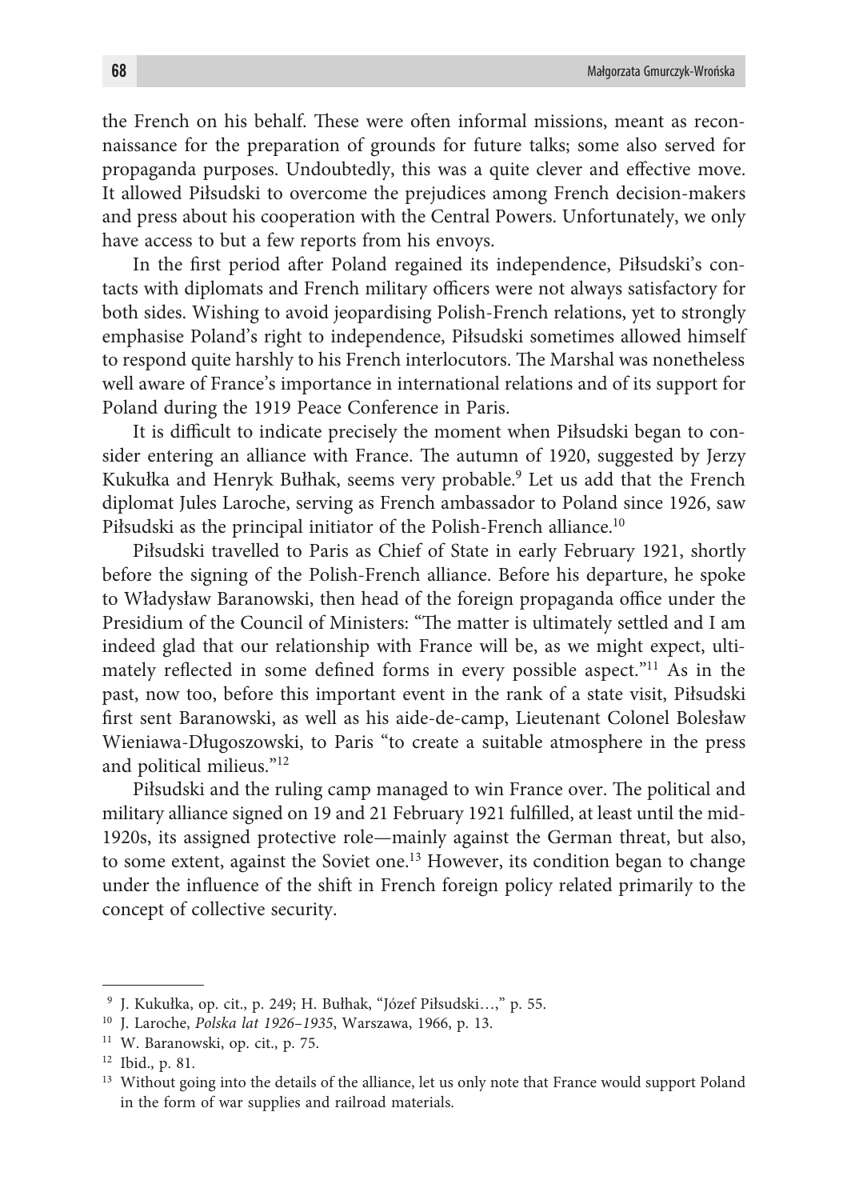the French on his behalf. These were often informal missions, meant as reconnaissance for the preparation of grounds for future talks; some also served for propaganda purposes. Undoubtedly, this was a quite clever and effective move. It allowed Piłsudski to overcome the prejudices among French decision-makers and press about his cooperation with the Central Powers. Unfortunately, we only have access to but a few reports from his envoys.

In the first period after Poland regained its independence, Piłsudski's contacts with diplomats and French military officers were not always satisfactory for both sides. Wishing to avoid jeopardising Polish-French relations, yet to strongly emphasise Poland's right to independence, Piłsudski sometimes allowed himself to respond quite harshly to his French interlocutors. The Marshal was nonetheless well aware of France's importance in international relations and of its support for Poland during the 1919 Peace Conference in Paris.

It is difficult to indicate precisely the moment when Piłsudski began to consider entering an alliance with France. The autumn of 1920, suggested by Jerzy Kukułka and Henryk Bułhak, seems very probable.[9] Let us add that the French diplomat Jules Laroche, serving as French ambassador to Poland since 1926, saw Piłsudski as the principal initiator of the Polish-French alliance.[10]

Piłsudski travelled to Paris as Chief of State in early February 1921, shortly before the signing of the Polish-French alliance. Before his departure, he spoke to Władysław Baranowski, then head of the foreign propaganda office under the Presidium of the Council of Ministers: "The matter is ultimately settled and I am indeed glad that our relationship with France will be, as we might expect, ultimately reflected in some defined forms in every possible aspect."[11] As in the past, now too, before this important event in the rank of a state visit, Piłsudski first sent Baranowski, as well as his aide-de-camp, Lieutenant Colonel Bolesław Wieniawa-Długoszowski, to Paris "to create a suitable atmosphere in the press and political milieus."[12]

Piłsudski and the ruling camp managed to win France over. The political and military alliance signed on 19 and 21 February 1921 fulfilled, at least until the mid-1920s, its assigned protective role—mainly against the German threat, but also, to some extent, against the Soviet one.[13] However, its condition began to change under the influence of the shift in French foreign policy related primarily to the concept of collective security.

---

[9] J. Kukułka, op. cit., p. 249; H. Bułhak, "Józef Piłsudski…," p. 55.

[10] J. Laroche, *Polska lat 1926–1935*, Warszawa, 1966, p. 13.

[11] W. Baranowski, op. cit., p. 75.

[12] Ibid., p. 81.

[13] Without going into the details of the alliance, let us only note that France would support Poland in the form of war supplies and railroad materials.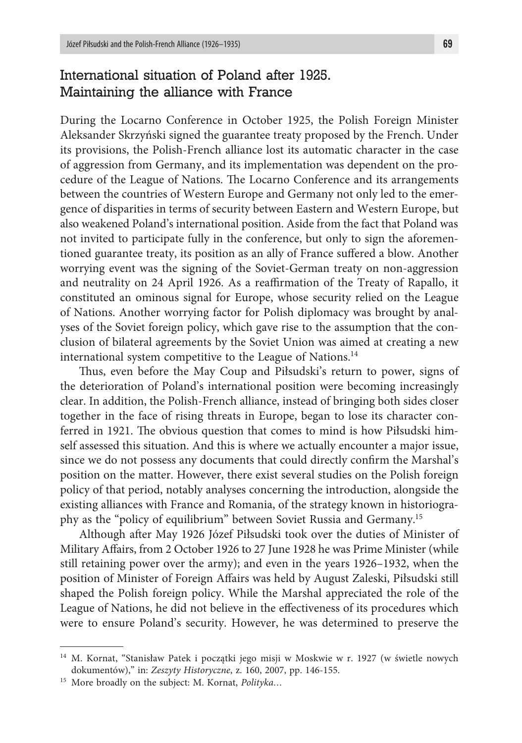## International situation of Poland after 1925. Maintaining the alliance with France

During the Locarno Conference in October 1925, the Polish Foreign Minister Aleksander Skrzyński signed the guarantee treaty proposed by the French. Under its provisions, the Polish-French alliance lost its automatic character in the case of aggression from Germany, and its implementation was dependent on the procedure of the League of Nations. The Locarno Conference and its arrangements between the countries of Western Europe and Germany not only led to the emergence of disparities in terms of security between Eastern and Western Europe, but also weakened Poland's international position. Aside from the fact that Poland was not invited to participate fully in the conference, but only to sign the aforementioned guarantee treaty, its position as an ally of France suffered a blow. Another worrying event was the signing of the Soviet-German treaty on non-aggression and neutrality on 24 April 1926. As a reaffirmation of the Treaty of Rapallo, it constituted an ominous signal for Europe, whose security relied on the League of Nations. Another worrying factor for Polish diplomacy was brought by analyses of the Soviet foreign policy, which gave rise to the assumption that the conclusion of bilateral agreements by the Soviet Union was aimed at creating a new international system competitive to the League of Nations.[14]

Thus, even before the May Coup and Piłsudski's return to power, signs of the deterioration of Poland's international position were becoming increasingly clear. In addition, the Polish-French alliance, instead of bringing both sides closer together in the face of rising threats in Europe, began to lose its character conferred in 1921. The obvious question that comes to mind is how Piłsudski himself assessed this situation. And this is where we actually encounter a major issue, since we do not possess any documents that could directly confirm the Marshal's position on the matter. However, there exist several studies on the Polish foreign policy of that period, notably analyses concerning the introduction, alongside the existing alliances with France and Romania, of the strategy known in historiography as the "policy of equilibrium" between Soviet Russia and Germany.[15]

Although after May 1926 Józef Piłsudski took over the duties of Minister of Military Affairs, from 2 October 1926 to 27 June 1928 he was Prime Minister (while still retaining power over the army); and even in the years 1926–1932, when the position of Minister of Foreign Affairs was held by August Zaleski, Piłsudski still shaped the Polish foreign policy. While the Marshal appreciated the role of the League of Nations, he did not believe in the effectiveness of its procedures which were to ensure Poland's security. However, he was determined to preserve the

---

[14] M. Kornat, "Stanisław Patek i początki jego misji w Moskwie w r. 1927 (w świetle nowych dokumentów)," in: *Zeszyty Historyczne*, z. 160, 2007, pp. 146-155.

[15] More broadly on the subject: M. Kornat, *Polityka...*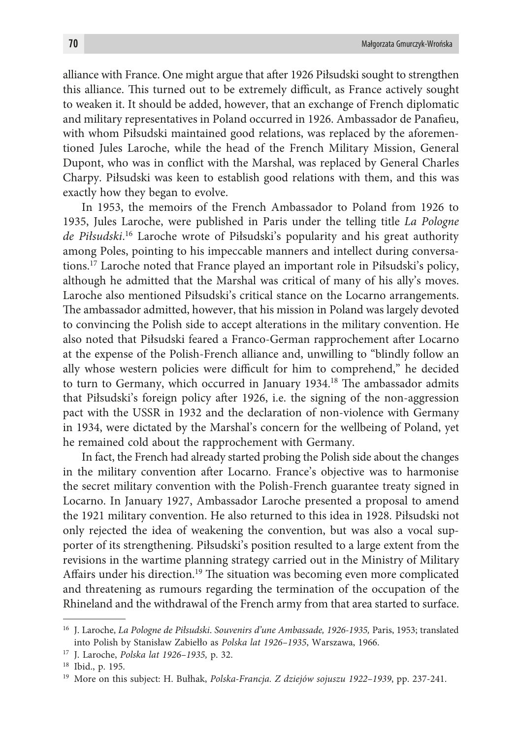alliance with France. One might argue that after 1926 Piłsudski sought to strengthen this alliance. This turned out to be extremely difficult, as France actively sought to weaken it. It should be added, however, that an exchange of French diplomatic and military representatives in Poland occurred in 1926. Ambassador de Panafieu, with whom Piłsudski maintained good relations, was replaced by the aforementioned Jules Laroche, while the head of the French Military Mission, General Dupont, who was in conflict with the Marshal, was replaced by General Charles Charpy. Piłsudski was keen to establish good relations with them, and this was exactly how they began to evolve.

In 1953, the memoirs of the French Ambassador to Poland from 1926 to 1935, Jules Laroche, were published in Paris under the telling title *La Pologne de Piłsudski*.[16] Laroche wrote of Piłsudski's popularity and his great authority among Poles, pointing to his impeccable manners and intellect during conversations.[17] Laroche noted that France played an important role in Piłsudski's policy, although he admitted that the Marshal was critical of many of his ally's moves. Laroche also mentioned Piłsudski's critical stance on the Locarno arrangements. The ambassador admitted, however, that his mission in Poland was largely devoted to convincing the Polish side to accept alterations in the military convention. He also noted that Piłsudski feared a Franco-German rapprochement after Locarno at the expense of the Polish-French alliance and, unwilling to "blindly follow an ally whose western policies were difficult for him to comprehend," he decided to turn to Germany, which occurred in January 1934.[18] The ambassador admits that Piłsudski's foreign policy after 1926, i.e. the signing of the non-aggression pact with the USSR in 1932 and the declaration of non-violence with Germany in 1934, were dictated by the Marshal's concern for the wellbeing of Poland, yet he remained cold about the rapprochement with Germany.

In fact, the French had already started probing the Polish side about the changes in the military convention after Locarno. France's objective was to harmonise the secret military convention with the Polish-French guarantee treaty signed in Locarno. In January 1927, Ambassador Laroche presented a proposal to amend the 1921 military convention. He also returned to this idea in 1928. Piłsudski not only rejected the idea of weakening the convention, but was also a vocal supporter of its strengthening. Piłsudski's position resulted to a large extent from the revisions in the wartime planning strategy carried out in the Ministry of Military Affairs under his direction.[19] The situation was becoming even more complicated and threatening as rumours regarding the termination of the occupation of the Rhineland and the withdrawal of the French army from that area started to surface.

---

[16] J. Laroche, *La Pologne de Piłsudski. Souvenirs d'une Ambassade, 1926-1935,* Paris, 1953; translated into Polish by Stanisław Zabiełło as *Polska lat 1926–1935*, Warszawa, 1966.

[17] J. Laroche, *Polska lat 1926–1935,* p. 32.

[18] Ibid., p. 195.

[19] More on this subject: H. Bułhak, *Polska-Francja. Z dziejów sojuszu 1922–1939*, pp. 237-241.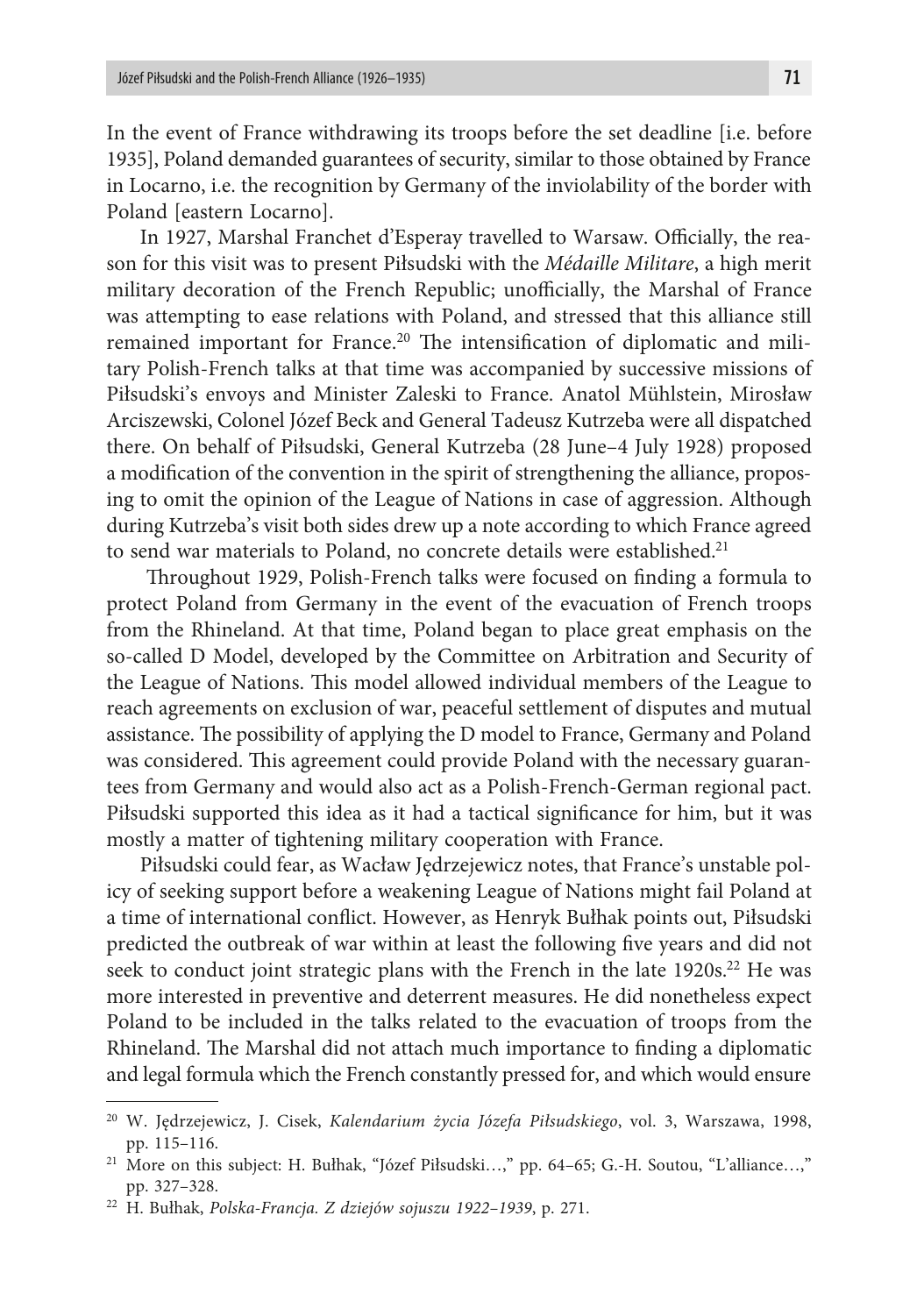In the event of France withdrawing its troops before the set deadline [i.e. before 1935], Poland demanded guarantees of security, similar to those obtained by France in Locarno, i.e. the recognition by Germany of the inviolability of the border with Poland [eastern Locarno].

In 1927, Marshal Franchet d'Esperay travelled to Warsaw. Officially, the reason for this visit was to present Piłsudski with the *Médaille Militare*, a high merit military decoration of the French Republic; unofficially, the Marshal of France was attempting to ease relations with Poland, and stressed that this alliance still remained important for France.[20] The intensification of diplomatic and military Polish-French talks at that time was accompanied by successive missions of Piłsudski's envoys and Minister Zaleski to France. Anatol Mühlstein, Mirosław Arciszewski, Colonel Józef Beck and General Tadeusz Kutrzeba were all dispatched there. On behalf of Piłsudski, General Kutrzeba (28 June–4 July 1928) proposed a modification of the convention in the spirit of strengthening the alliance, proposing to omit the opinion of the League of Nations in case of aggression. Although during Kutrzeba's visit both sides drew up a note according to which France agreed to send war materials to Poland, no concrete details were established.[21]

Throughout 1929, Polish-French talks were focused on finding a formula to protect Poland from Germany in the event of the evacuation of French troops from the Rhineland. At that time, Poland began to place great emphasis on the so-called D Model, developed by the Committee on Arbitration and Security of the League of Nations. This model allowed individual members of the League to reach agreements on exclusion of war, peaceful settlement of disputes and mutual assistance. The possibility of applying the D model to France, Germany and Poland was considered. This agreement could provide Poland with the necessary guarantees from Germany and would also act as a Polish-French-German regional pact. Piłsudski supported this idea as it had a tactical significance for him, but it was mostly a matter of tightening military cooperation with France.

Piłsudski could fear, as Wacław Jędrzejewicz notes, that France's unstable policy of seeking support before a weakening League of Nations might fail Poland at a time of international conflict. However, as Henryk Bułhak points out, Piłsudski predicted the outbreak of war within at least the following five years and did not seek to conduct joint strategic plans with the French in the late 1920s.[22] He was more interested in preventive and deterrent measures. He did nonetheless expect Poland to be included in the talks related to the evacuation of troops from the Rhineland. The Marshal did not attach much importance to finding a diplomatic and legal formula which the French constantly pressed for, and which would ensure

---

[20] W. Jędrzejewicz, J. Cisek, *Kalendarium życia Józefa Piłsudskiego*, vol. 3, Warszawa, 1998, pp. 115–116.

[21] More on this subject: H. Bułhak, "Józef Piłsudski…," pp. 64–65; G.-H. Soutou, "L'alliance…," pp. 327–328.

[22] H. Bułhak, *Polska-Francja. Z dziejów sojuszu 1922–1939*, p. 271.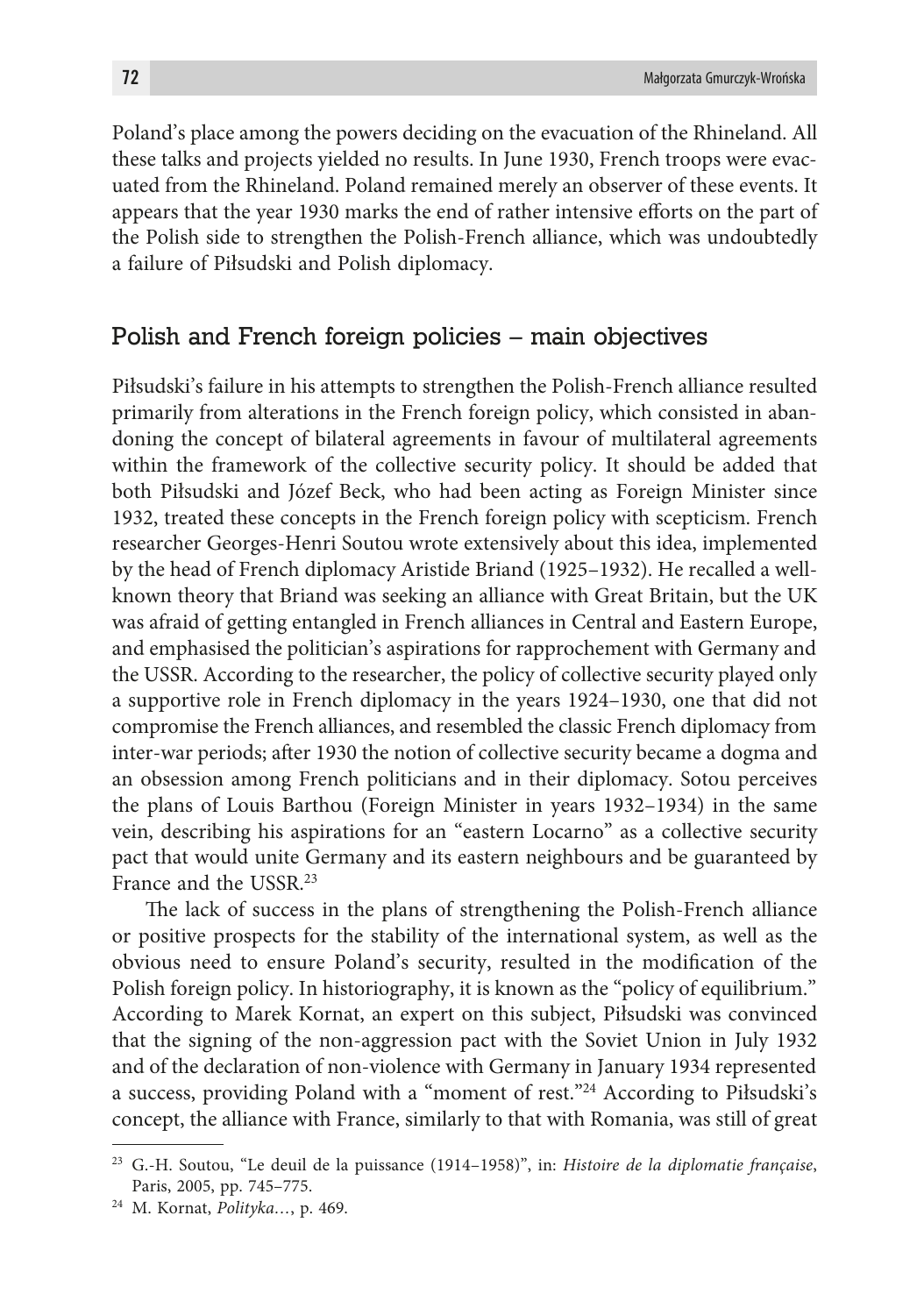Poland's place among the powers deciding on the evacuation of the Rhineland. All these talks and projects yielded no results. In June 1930, French troops were evacuated from the Rhineland. Poland remained merely an observer of these events. It appears that the year 1930 marks the end of rather intensive efforts on the part of the Polish side to strengthen the Polish-French alliance, which was undoubtedly a failure of Piłsudski and Polish diplomacy.

## Polish and French foreign policies – main objectives

Piłsudski's failure in his attempts to strengthen the Polish-French alliance resulted primarily from alterations in the French foreign policy, which consisted in abandoning the concept of bilateral agreements in favour of multilateral agreements within the framework of the collective security policy. It should be added that both Piłsudski and Józef Beck, who had been acting as Foreign Minister since 1932, treated these concepts in the French foreign policy with scepticism. French researcher Georges-Henri Soutou wrote extensively about this idea, implemented by the head of French diplomacy Aristide Briand (1925–1932). He recalled a well-known theory that Briand was seeking an alliance with Great Britain, but the UK was afraid of getting entangled in French alliances in Central and Eastern Europe, and emphasised the politician's aspirations for rapprochement with Germany and the USSR. According to the researcher, the policy of collective security played only a supportive role in French diplomacy in the years 1924–1930, one that did not compromise the French alliances, and resembled the classic French diplomacy from inter-war periods; after 1930 the notion of collective security became a dogma and an obsession among French politicians and in their diplomacy. Sotou perceives the plans of Louis Barthou (Foreign Minister in years 1932–1934) in the same vein, describing his aspirations for an "eastern Locarno" as a collective security pact that would unite Germany and its eastern neighbours and be guaranteed by France and the USSR.[23]

The lack of success in the plans of strengthening the Polish-French alliance or positive prospects for the stability of the international system, as well as the obvious need to ensure Poland's security, resulted in the modification of the Polish foreign policy. In historiography, it is known as the "policy of equilibrium." According to Marek Kornat, an expert on this subject, Piłsudski was convinced that the signing of the non-aggression pact with the Soviet Union in July 1932 and of the declaration of non-violence with Germany in January 1934 represented a success, providing Poland with a "moment of rest."[24] According to Piłsudski's concept, the alliance with France, similarly to that with Romania, was still of great

---

[23] G.-H. Soutou, "Le deuil de la puissance (1914–1958)", in: *Histoire de la diplomatie française*, Paris, 2005, pp. 745–775.

[24] M. Kornat, *Polityka…*, p. 469.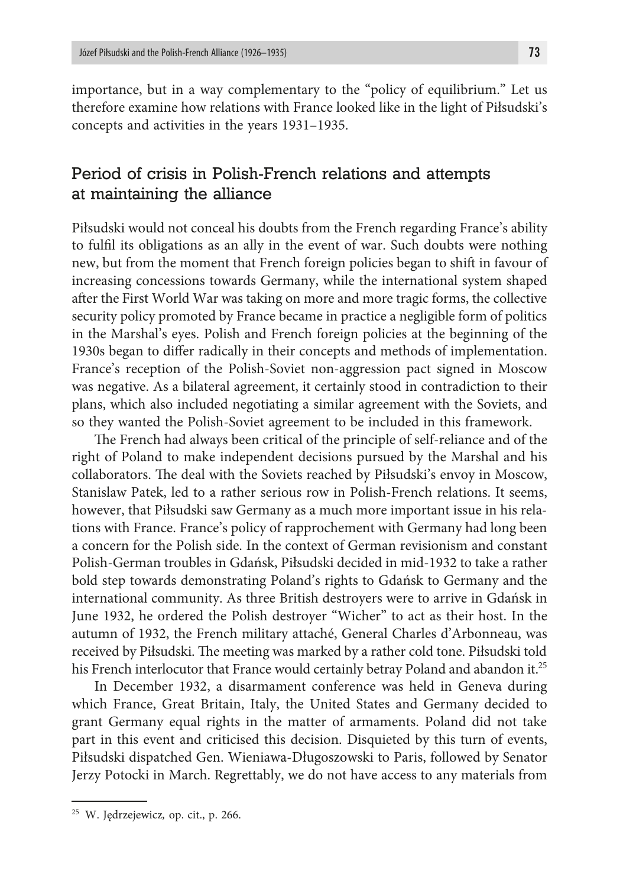importance, but in a way complementary to the "policy of equilibrium." Let us therefore examine how relations with France looked like in the light of Piłsudski's concepts and activities in the years 1931–1935.

## Period of crisis in Polish-French relations and attempts at maintaining the alliance

Piłsudski would not conceal his doubts from the French regarding France's ability to fulfil its obligations as an ally in the event of war. Such doubts were nothing new, but from the moment that French foreign policies began to shift in favour of increasing concessions towards Germany, while the international system shaped after the First World War was taking on more and more tragic forms, the collective security policy promoted by France became in practice a negligible form of politics in the Marshal's eyes. Polish and French foreign policies at the beginning of the 1930s began to differ radically in their concepts and methods of implementation. France's reception of the Polish-Soviet non-aggression pact signed in Moscow was negative. As a bilateral agreement, it certainly stood in contradiction to their plans, which also included negotiating a similar agreement with the Soviets, and so they wanted the Polish-Soviet agreement to be included in this framework.

The French had always been critical of the principle of self-reliance and of the right of Poland to make independent decisions pursued by the Marshal and his collaborators. The deal with the Soviets reached by Piłsudski's envoy in Moscow, Stanislaw Patek, led to a rather serious row in Polish-French relations. It seems, however, that Piłsudski saw Germany as a much more important issue in his relations with France. France's policy of rapprochement with Germany had long been a concern for the Polish side. In the context of German revisionism and constant Polish-German troubles in Gdańsk, Piłsudski decided in mid-1932 to take a rather bold step towards demonstrating Poland's rights to Gdańsk to Germany and the international community. As three British destroyers were to arrive in Gdańsk in June 1932, he ordered the Polish destroyer "Wicher" to act as their host. In the autumn of 1932, the French military attaché, General Charles d'Arbonneau, was received by Piłsudski. The meeting was marked by a rather cold tone. Piłsudski told his French interlocutor that France would certainly betray Poland and abandon it.[25]

In December 1932, a disarmament conference was held in Geneva during which France, Great Britain, Italy, the United States and Germany decided to grant Germany equal rights in the matter of armaments. Poland did not take part in this event and criticised this decision. Disquieted by this turn of events, Piłsudski dispatched Gen. Wieniawa-Długoszowski to Paris, followed by Senator Jerzy Potocki in March. Regrettably, we do not have access to any materials from

---

[25] W. Jędrzejewicz, op. cit., p. 266.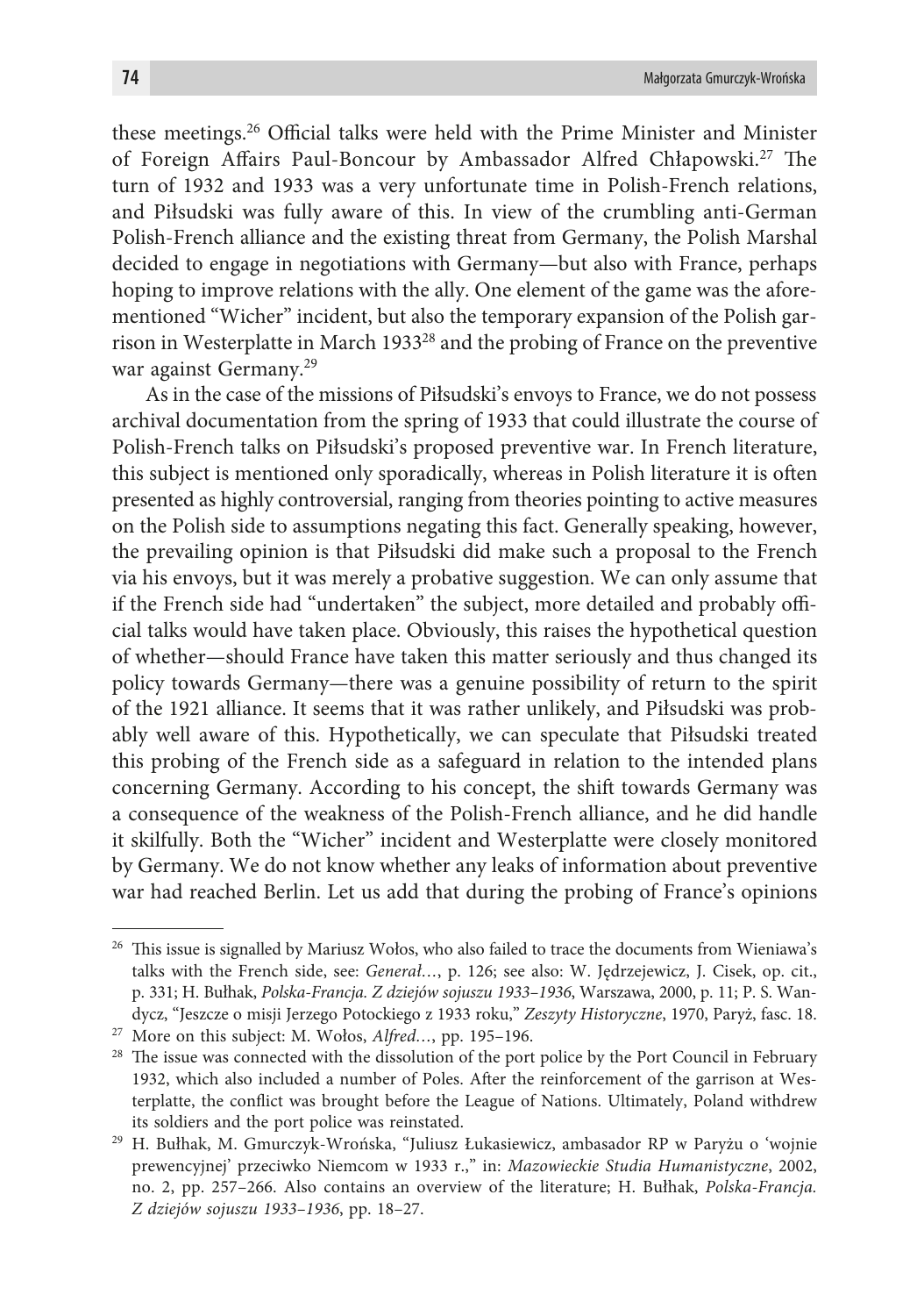these meetings.[26] Official talks were held with the Prime Minister and Minister of Foreign Affairs Paul-Boncour by Ambassador Alfred Chłapowski.[27] The turn of 1932 and 1933 was a very unfortunate time in Polish-French relations, and Piłsudski was fully aware of this. In view of the crumbling anti-German Polish-French alliance and the existing threat from Germany, the Polish Marshal decided to engage in negotiations with Germany—but also with France, perhaps hoping to improve relations with the ally. One element of the game was the aforementioned "Wicher" incident, but also the temporary expansion of the Polish garrison in Westerplatte in March 1933[28] and the probing of France on the preventive war against Germany.[29]

As in the case of the missions of Piłsudski's envoys to France, we do not possess archival documentation from the spring of 1933 that could illustrate the course of Polish-French talks on Piłsudski's proposed preventive war. In French literature, this subject is mentioned only sporadically, whereas in Polish literature it is often presented as highly controversial, ranging from theories pointing to active measures on the Polish side to assumptions negating this fact. Generally speaking, however, the prevailing opinion is that Piłsudski did make such a proposal to the French via his envoys, but it was merely a probative suggestion. We can only assume that if the French side had "undertaken" the subject, more detailed and probably official talks would have taken place. Obviously, this raises the hypothetical question of whether—should France have taken this matter seriously and thus changed its policy towards Germany—there was a genuine possibility of return to the spirit of the 1921 alliance. It seems that it was rather unlikely, and Piłsudski was probably well aware of this. Hypothetically, we can speculate that Piłsudski treated this probing of the French side as a safeguard in relation to the intended plans concerning Germany. According to his concept, the shift towards Germany was a consequence of the weakness of the Polish-French alliance, and he did handle it skilfully. Both the "Wicher" incident and Westerplatte were closely monitored by Germany. We do not know whether any leaks of information about preventive war had reached Berlin. Let us add that during the probing of France's opinions

---

[26] This issue is signalled by Mariusz Wołos, who also failed to trace the documents from Wieniawa's talks with the French side, see: *Generał…*, p. 126; see also: W. Jędrzejewicz, J. Cisek, op. cit., p. 331; H. Bułhak, *Polska-Francja. Z dziejów sojuszu 1933–1936*, Warszawa, 2000, p. 11; P. S. Wandycz, "Jeszcze o misji Jerzego Potockiego z 1933 roku," *Zeszyty Historyczne*, 1970, Paryż, fasc. 18.

[27] More on this subject: M. Wołos, *Alfred…*, pp. 195–196.

[28] The issue was connected with the dissolution of the port police by the Port Council in February 1932, which also included a number of Poles. After the reinforcement of the garrison at Westerplatte, the conflict was brought before the League of Nations. Ultimately, Poland withdrew its soldiers and the port police was reinstated.

[29] H. Bułhak, M. Gmurczyk-Wrońska, "Juliusz Łukasiewicz, ambasador RP w Paryżu o 'wojnie prewencyjnej' przeciwko Niemcom w 1933 r.," in: *Mazowieckie Studia Humanistyczne*, 2002, no. 2, pp. 257–266. Also contains an overview of the literature; H. Bułhak, *Polska-Francja. Z dziejów sojuszu 1933–1936*, pp. 18–27.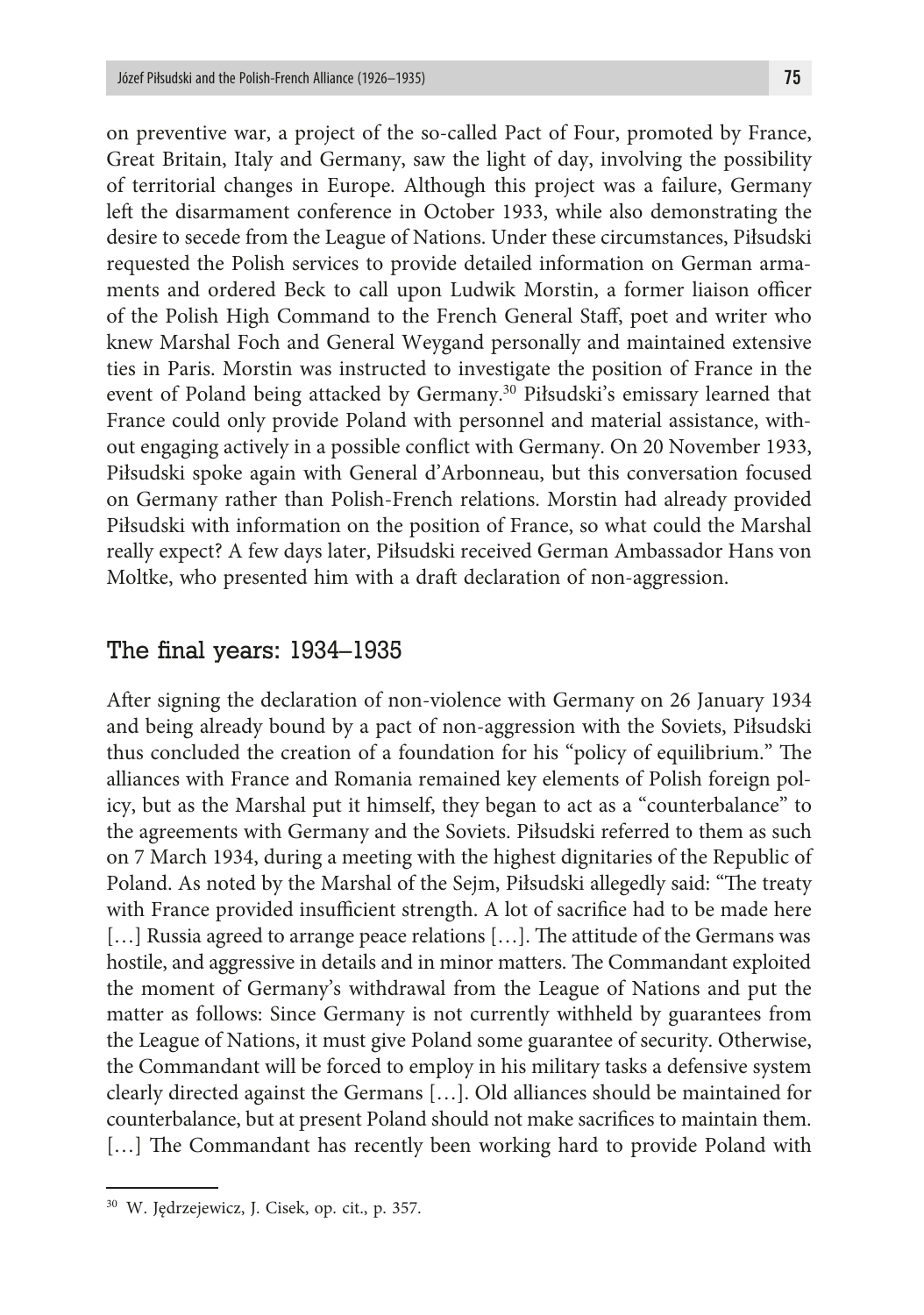on preventive war, a project of the so-called Pact of Four, promoted by France, Great Britain, Italy and Germany, saw the light of day, involving the possibility of territorial changes in Europe. Although this project was a failure, Germany left the disarmament conference in October 1933, while also demonstrating the desire to secede from the League of Nations. Under these circumstances, Piłsudski requested the Polish services to provide detailed information on German armaments and ordered Beck to call upon Ludwik Morstin, a former liaison officer of the Polish High Command to the French General Staff, poet and writer who knew Marshal Foch and General Weygand personally and maintained extensive ties in Paris. Morstin was instructed to investigate the position of France in the event of Poland being attacked by Germany.[30] Piłsudski's emissary learned that France could only provide Poland with personnel and material assistance, without engaging actively in a possible conflict with Germany. On 20 November 1933, Piłsudski spoke again with General d'Arbonneau, but this conversation focused on Germany rather than Polish-French relations. Morstin had already provided Piłsudski with information on the position of France, so what could the Marshal really expect? A few days later, Piłsudski received German Ambassador Hans von Moltke, who presented him with a draft declaration of non-aggression.

## The final years: 1934–1935

After signing the declaration of non-violence with Germany on 26 January 1934 and being already bound by a pact of non-aggression with the Soviets, Piłsudski thus concluded the creation of a foundation for his "policy of equilibrium." The alliances with France and Romania remained key elements of Polish foreign policy, but as the Marshal put it himself, they began to act as a "counterbalance" to the agreements with Germany and the Soviets. Piłsudski referred to them as such on 7 March 1934, during a meeting with the highest dignitaries of the Republic of Poland. As noted by the Marshal of the Sejm, Piłsudski allegedly said: "The treaty with France provided insufficient strength. A lot of sacrifice had to be made here […] Russia agreed to arrange peace relations […]. The attitude of the Germans was hostile, and aggressive in details and in minor matters. The Commandant exploited the moment of Germany's withdrawal from the League of Nations and put the matter as follows: Since Germany is not currently withheld by guarantees from the League of Nations, it must give Poland some guarantee of security. Otherwise, the Commandant will be forced to employ in his military tasks a defensive system clearly directed against the Germans […]. Old alliances should be maintained for counterbalance, but at present Poland should not make sacrifices to maintain them. […] The Commandant has recently been working hard to provide Poland with

---

[30] W. Jędrzejewicz, J. Cisek, op. cit., p. 357.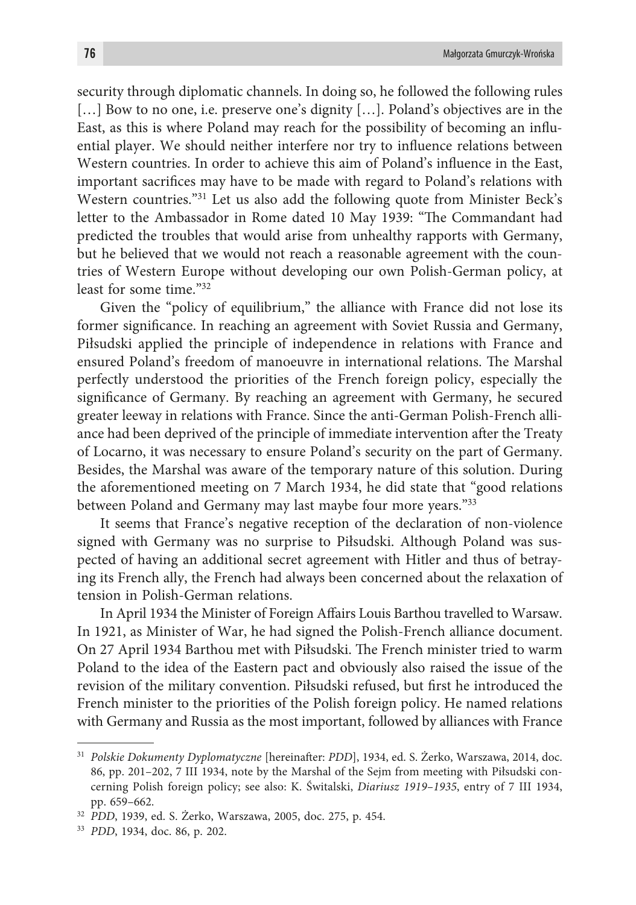security through diplomatic channels. In doing so, he followed the following rules […] Bow to no one, i.e. preserve one's dignity […]. Poland's objectives are in the East, as this is where Poland may reach for the possibility of becoming an influential player. We should neither interfere nor try to influence relations between Western countries. In order to achieve this aim of Poland's influence in the East, important sacrifices may have to be made with regard to Poland's relations with Western countries."[31] Let us also add the following quote from Minister Beck's letter to the Ambassador in Rome dated 10 May 1939: "The Commandant had predicted the troubles that would arise from unhealthy rapports with Germany, but he believed that we would not reach a reasonable agreement with the countries of Western Europe without developing our own Polish-German policy, at least for some time."[32]

Given the "policy of equilibrium," the alliance with France did not lose its former significance. In reaching an agreement with Soviet Russia and Germany, Piłsudski applied the principle of independence in relations with France and ensured Poland's freedom of manoeuvre in international relations. The Marshal perfectly understood the priorities of the French foreign policy, especially the significance of Germany. By reaching an agreement with Germany, he secured greater leeway in relations with France. Since the anti-German Polish-French alliance had been deprived of the principle of immediate intervention after the Treaty of Locarno, it was necessary to ensure Poland's security on the part of Germany. Besides, the Marshal was aware of the temporary nature of this solution. During the aforementioned meeting on 7 March 1934, he did state that "good relations between Poland and Germany may last maybe four more years."[33]

It seems that France's negative reception of the declaration of non-violence signed with Germany was no surprise to Piłsudski. Although Poland was suspected of having an additional secret agreement with Hitler and thus of betraying its French ally, the French had always been concerned about the relaxation of tension in Polish-German relations.

In April 1934 the Minister of Foreign Affairs Louis Barthou travelled to Warsaw. In 1921, as Minister of War, he had signed the Polish-French alliance document. On 27 April 1934 Barthou met with Piłsudski. The French minister tried to warm Poland to the idea of the Eastern pact and obviously also raised the issue of the revision of the military convention. Piłsudski refused, but first he introduced the French minister to the priorities of the Polish foreign policy. He named relations with Germany and Russia as the most important, followed by alliances with France

---

[31] *Polskie Dokumenty Dyplomatyczne* [hereinafter: *PDD*], 1934, ed. S. Żerko, Warszawa, 2014, doc. 86, pp. 201–202, 7 III 1934, note by the Marshal of the Sejm from meeting with Piłsudski concerning Polish foreign policy; see also: K. Świtalski, *Diariusz 1919–1935*, entry of 7 III 1934, pp. 659–662.

[32] *PDD*, 1939, ed. S. Żerko, Warszawa, 2005, doc. 275, p. 454.

[33] *PDD*, 1934, doc. 86, p. 202.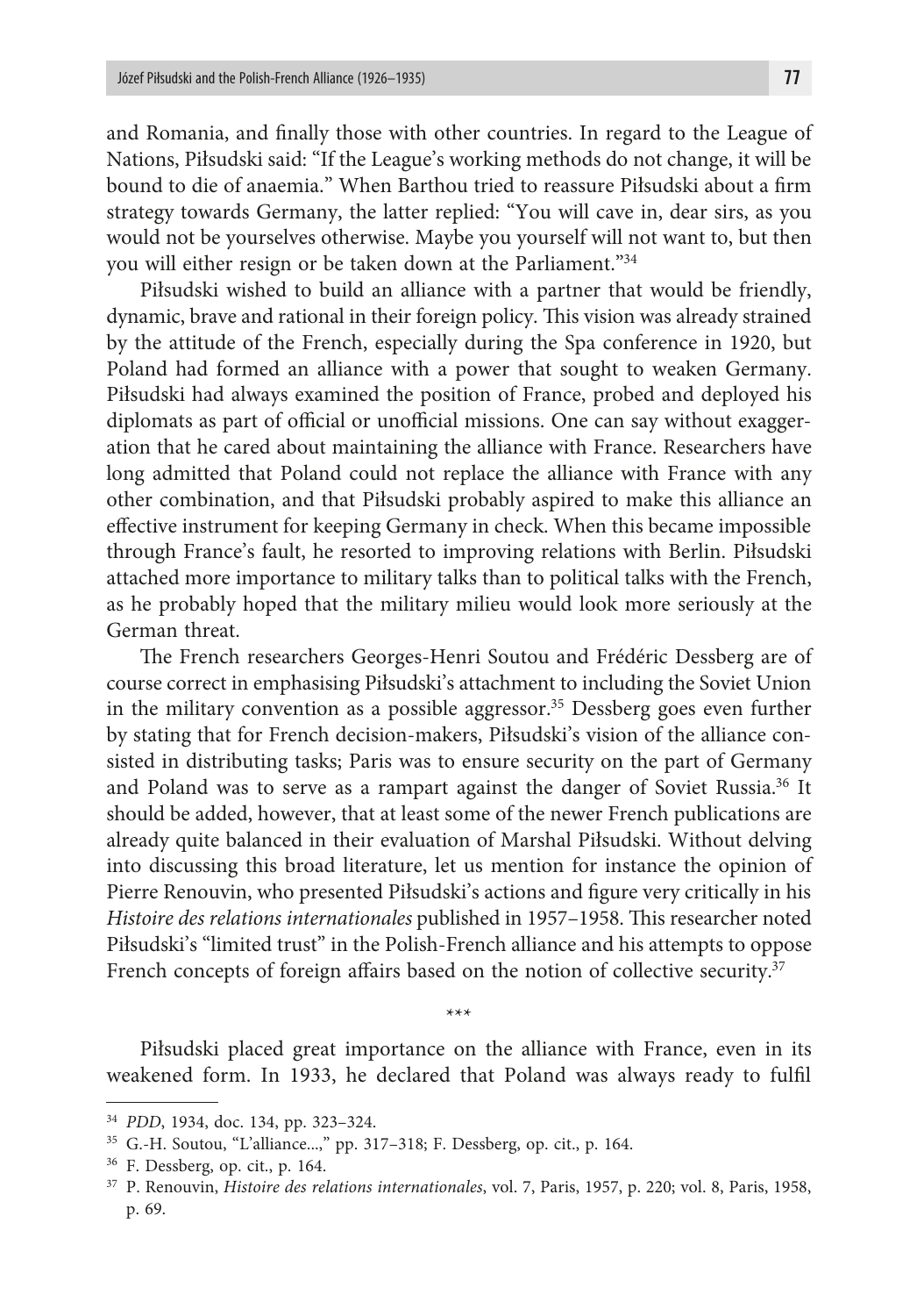and Romania, and finally those with other countries. In regard to the League of Nations, Piłsudski said: "If the League's working methods do not change, it will be bound to die of anaemia." When Barthou tried to reassure Piłsudski about a firm strategy towards Germany, the latter replied: "You will cave in, dear sirs, as you would not be yourselves otherwise. Maybe you yourself will not want to, but then you will either resign or be taken down at the Parliament."[34]

Piłsudski wished to build an alliance with a partner that would be friendly, dynamic, brave and rational in their foreign policy. This vision was already strained by the attitude of the French, especially during the Spa conference in 1920, but Poland had formed an alliance with a power that sought to weaken Germany. Piłsudski had always examined the position of France, probed and deployed his diplomats as part of official or unofficial missions. One can say without exaggeration that he cared about maintaining the alliance with France. Researchers have long admitted that Poland could not replace the alliance with France with any other combination, and that Piłsudski probably aspired to make this alliance an effective instrument for keeping Germany in check. When this became impossible through France's fault, he resorted to improving relations with Berlin. Piłsudski attached more importance to military talks than to political talks with the French, as he probably hoped that the military milieu would look more seriously at the German threat.

The French researchers Georges-Henri Soutou and Frédéric Dessberg are of course correct in emphasising Piłsudski's attachment to including the Soviet Union in the military convention as a possible aggressor.[35] Dessberg goes even further by stating that for French decision-makers, Piłsudski's vision of the alliance consisted in distributing tasks; Paris was to ensure security on the part of Germany and Poland was to serve as a rampart against the danger of Soviet Russia.[36] It should be added, however, that at least some of the newer French publications are already quite balanced in their evaluation of Marshal Piłsudski. Without delving into discussing this broad literature, let us mention for instance the opinion of Pierre Renouvin, who presented Piłsudski's actions and figure very critically in his *Histoire des relations internationales* published in 1957–1958. This researcher noted Piłsudski's "limited trust" in the Polish-French alliance and his attempts to oppose French concepts of foreign affairs based on the notion of collective security.[37]

***

Piłsudski placed great importance on the alliance with France, even in its weakened form. In 1933, he declared that Poland was always ready to fulfil

---

[34] *PDD*, 1934, doc. 134, pp. 323–324.

[35] G.-H. Soutou, "L'alliance...," pp. 317–318; F. Dessberg, op. cit., p. 164.

[36] F. Dessberg, op. cit., p. 164.

[37] P. Renouvin, *Histoire des relations internationales*, vol. 7, Paris, 1957, p. 220; vol. 8, Paris, 1958, p. 69.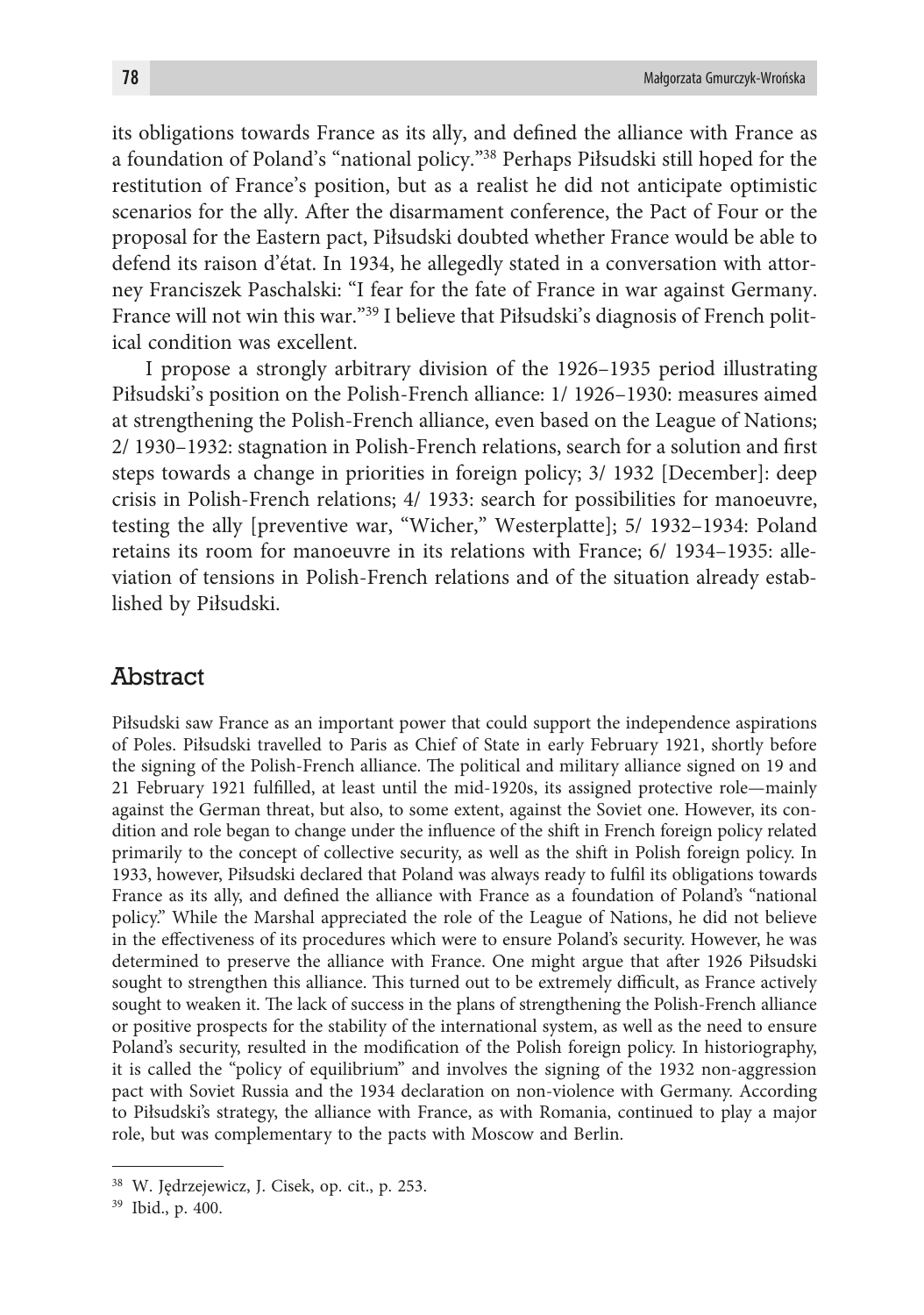its obligations towards France as its ally, and defined the alliance with France as a foundation of Poland's "national policy."[38] Perhaps Piłsudski still hoped for the restitution of France's position, but as a realist he did not anticipate optimistic scenarios for the ally. After the disarmament conference, the Pact of Four or the proposal for the Eastern pact, Piłsudski doubted whether France would be able to defend its raison d'état. In 1934, he allegedly stated in a conversation with attorney Franciszek Paschalski: "I fear for the fate of France in war against Germany. France will not win this war."[39] I believe that Piłsudski's diagnosis of French political condition was excellent.

I propose a strongly arbitrary division of the 1926–1935 period illustrating Piłsudski's position on the Polish-French alliance: 1/ 1926–1930: measures aimed at strengthening the Polish-French alliance, even based on the League of Nations; 2/ 1930–1932: stagnation in Polish-French relations, search for a solution and first steps towards a change in priorities in foreign policy; 3/ 1932 [December]: deep crisis in Polish-French relations; 4/ 1933: search for possibilities for manoeuvre, testing the ally [preventive war, "Wicher," Westerplatte]; 5/ 1932–1934: Poland retains its room for manoeuvre in its relations with France; 6/ 1934–1935: alleviation of tensions in Polish-French relations and of the situation already established by Piłsudski.

## Abstract

Piłsudski saw France as an important power that could support the independence aspirations of Poles. Piłsudski travelled to Paris as Chief of State in early February 1921, shortly before the signing of the Polish-French alliance. The political and military alliance signed on 19 and 21 February 1921 fulfilled, at least until the mid-1920s, its assigned protective role—mainly against the German threat, but also, to some extent, against the Soviet one. However, its condition and role began to change under the influence of the shift in French foreign policy related primarily to the concept of collective security, as well as the shift in Polish foreign policy. In 1933, however, Piłsudski declared that Poland was always ready to fulfil its obligations towards France as its ally, and defined the alliance with France as a foundation of Poland's "national policy." While the Marshal appreciated the role of the League of Nations, he did not believe in the effectiveness of its procedures which were to ensure Poland's security. However, he was determined to preserve the alliance with France. One might argue that after 1926 Piłsudski sought to strengthen this alliance. This turned out to be extremely difficult, as France actively sought to weaken it. The lack of success in the plans of strengthening the Polish-French alliance or positive prospects for the stability of the international system, as well as the need to ensure Poland's security, resulted in the modification of the Polish foreign policy. In historiography, it is called the "policy of equilibrium" and involves the signing of the 1932 non-aggression pact with Soviet Russia and the 1934 declaration on non-violence with Germany. According to Piłsudski's strategy, the alliance with France, as with Romania, continued to play a major role, but was complementary to the pacts with Moscow and Berlin.

---

[38] W. Jędrzejewicz, J. Cisek, op. cit., p. 253.

[39] Ibid., p. 400.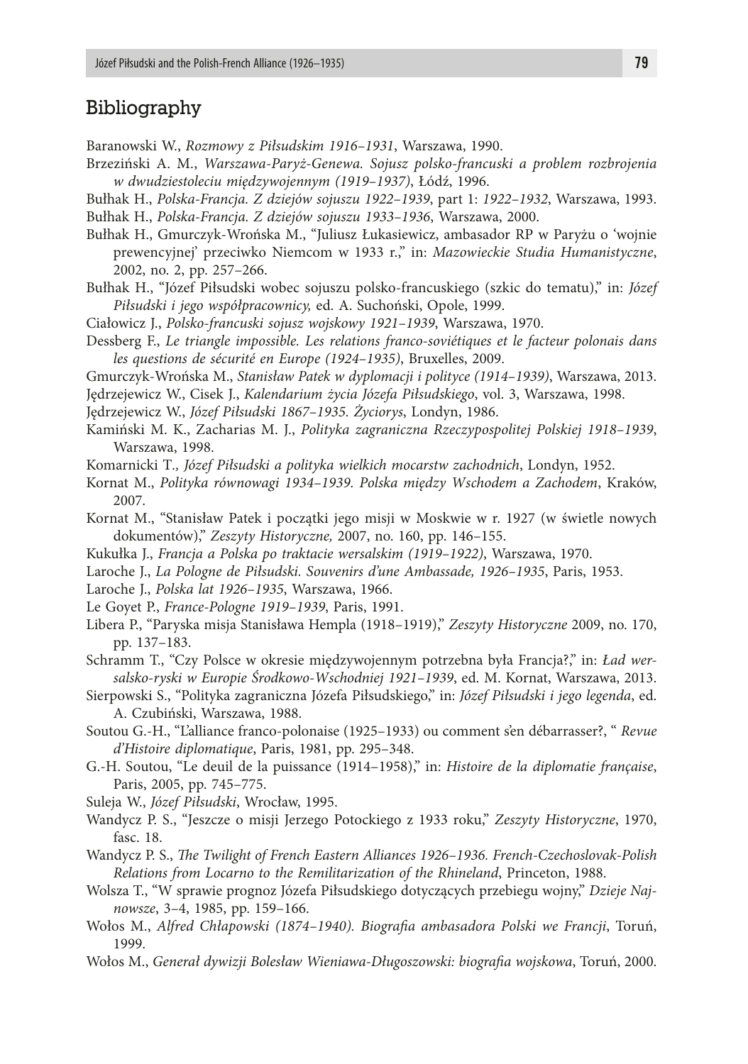## Bibliography

Baranowski W., *Rozmowy z Piłsudskim 1916–1931*, Warszawa, 1990.

Brzeziński A. M., *Warszawa-Paryż-Genewa. Sojusz polsko-francuski a problem rozbrojenia w dwudziestoleciu międzywojennym (1919–1937)*, Łódź, 1996.

Bułhak H., *Polska-Francja. Z dziejów sojuszu 1922–1939*, part 1: *1922–1932*, Warszawa, 1993.

Bułhak H., *Polska-Francja. Z dziejów sojuszu 1933–1936*, Warszawa, 2000.

Bułhak H., Gmurczyk-Wrońska M., "Juliusz Łukasiewicz, ambasador RP w Paryżu o 'wojnie prewencyjnej' przeciwko Niemcom w 1933 r.," in: *Mazowieckie Studia Humanistyczne*, 2002, no. 2, pp. 257–266.

Bułhak H., "Józef Piłsudski wobec sojuszu polsko-francuskiego (szkic do tematu)," in: *Józef Piłsudski i jego współpracownicy,* ed. A. Suchoński, Opole, 1999.

Ciałowicz J., *Polsko-francuski sojusz wojskowy 1921–1939*, Warszawa, 1970.

Dessberg F., *Le triangle impossible. Les relations franco-soviétiques et le facteur polonais dans les questions de sécurité en Europe (1924–1935)*, Bruxelles, 2009.

Gmurczyk-Wrońska M., *Stanisław Patek w dyplomacji i polityce (1914–1939)*, Warszawa, 2013.

Jędrzejewicz W., Cisek J., *Kalendarium życia Józefa Piłsudskiego*, vol. 3, Warszawa, 1998.

Jędrzejewicz W., *Józef Piłsudski 1867–1935. Życiorys*, Londyn, 1986.

Kamiński M. K., Zacharias M. J., *Polityka zagraniczna Rzeczypospolitej Polskiej 1918–1939*, Warszawa, 1998.

Komarnicki T., *Józef Piłsudski a polityka wielkich mocarstw zachodnich*, Londyn, 1952.

Kornat M., *Polityka równowagi 1934–1939. Polska między Wschodem a Zachodem*, Kraków, 2007.

Kornat M., "Stanisław Patek i początki jego misji w Moskwie w r. 1927 (w świetle nowych dokumentów)," *Zeszyty Historyczne,* 2007, no. 160, pp. 146–155.

Kukułka J., *Francja a Polska po traktacie wersalskim (1919–1922)*, Warszawa, 1970.

Laroche J., *La Pologne de Piłsudski. Souvenirs d'une Ambassade, 1926–1935*, Paris, 1953.

Laroche J., *Polska lat 1926–1935*, Warszawa, 1966.

Le Goyet P., *France-Pologne 1919–1939*, Paris, 1991.

Libera P., "Paryska misja Stanisława Hempla (1918–1919)," *Zeszyty Historyczne* 2009, no. 170, pp. 137–183.

Schramm T., "Czy Polsce w okresie międzywojennym potrzebna była Francja?," in: *Ład wersalsko-ryski w Europie Środkowo-Wschodniej 1921–1939*, ed. M. Kornat, Warszawa, 2013.

Sierpowski S., "Polityka zagraniczna Józefa Piłsudskiego," in: *Józef Piłsudski i jego legenda*, ed. A. Czubiński, Warszawa, 1988.

Soutou G.-H., "L'alliance franco-polonaise (1925–1933) ou comment s'en débarrasser?, " *Revue d'Histoire diplomatique*, Paris, 1981, pp. 295–348.

G.-H. Soutou, "Le deuil de la puissance (1914–1958)," in: *Histoire de la diplomatie française*, Paris, 2005, pp. 745–775.

Suleja W., *Józef Piłsudski*, Wrocław, 1995.

Wandycz P. S., "Jeszcze o misji Jerzego Potockiego z 1933 roku," *Zeszyty Historyczne*, 1970, fasc. 18.

Wandycz P. S., *The Twilight of French Eastern Alliances 1926–1936. French-Czechoslovak-Polish Relations from Locarno to the Remilitarization of the Rhineland*, Princeton, 1988.

Wolsza T., "W sprawie prognoz Józefa Piłsudskiego dotyczących przebiegu wojny," *Dzieje Najnowsze*, 3–4, 1985, pp. 159–166.

Wołos M., *Alfred Chłapowski (1874–1940). Biografia ambasadora Polski we Francji*, Toruń, 1999.

Wołos M., *Generał dywizji Bolesław Wieniawa-Długoszowski: biografia wojskowa*, Toruń, 2000.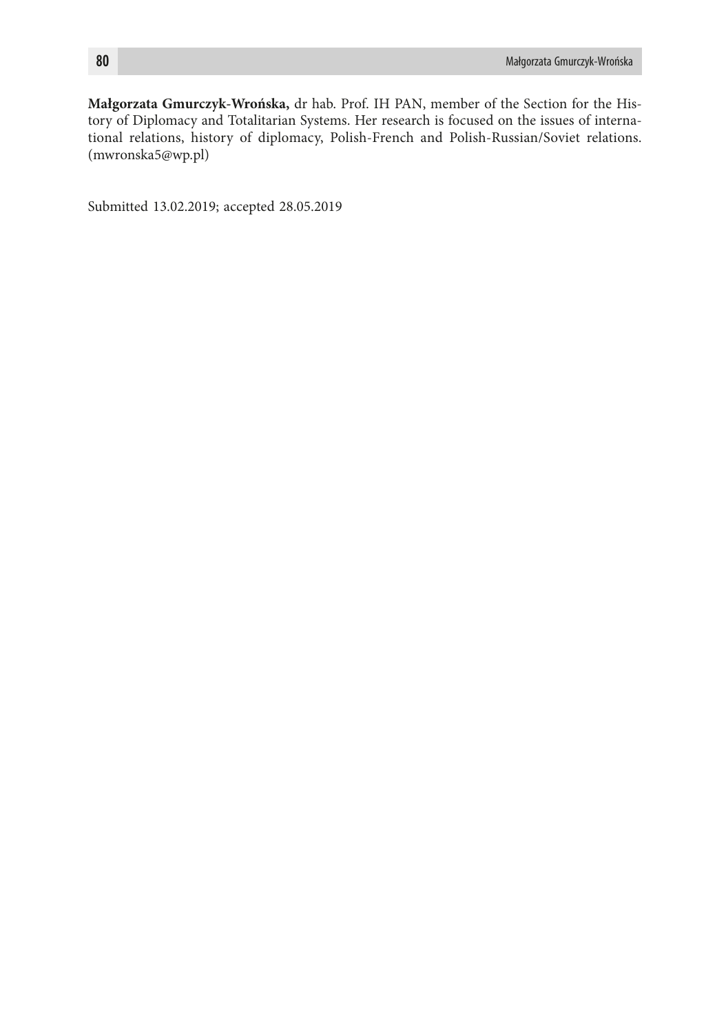**Małgorzata Gmurczyk-Wrońska,** dr hab. Prof. IH PAN, member of the Section for the History of Diplomacy and Totalitarian Systems. Her research is focused on the issues of international relations, history of diplomacy, Polish-French and Polish-Russian/Soviet relations. (mwronska5@wp.pl)

Submitted 13.02.2019; accepted 28.05.2019